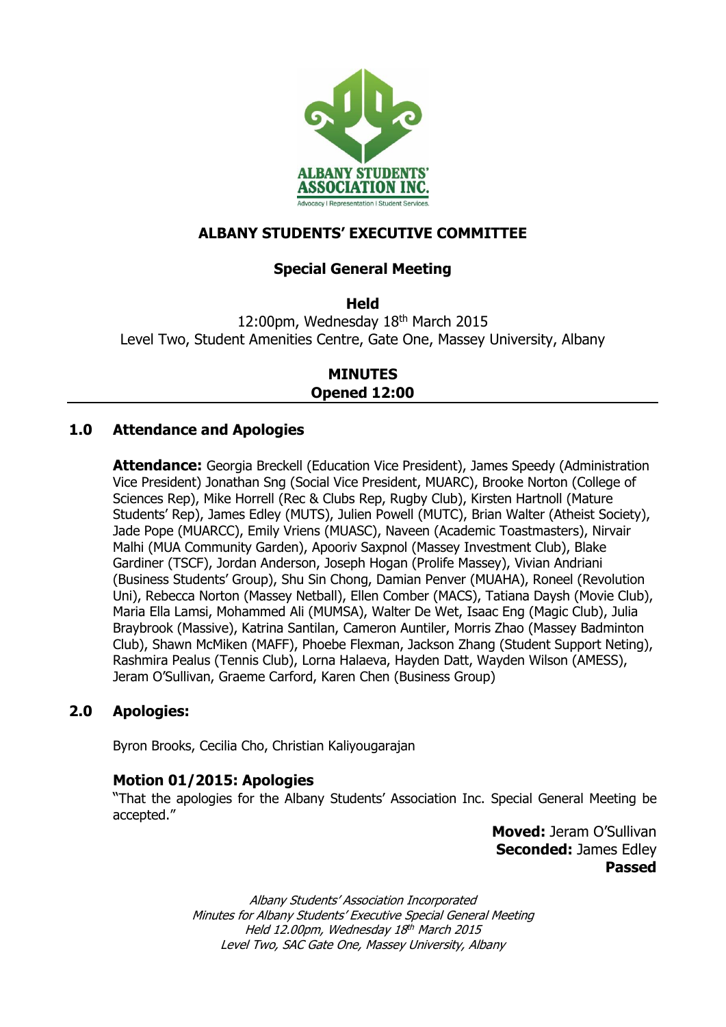ALBANY STUDENTS' ASSOCIATION INC.
Advocacy I Representation I Student Services.

# ALBANY STUDENTS' EXECUTIVE COMMITTEE

## Special General Meeting

**Held**

12:00pm, Wednesday 18th March 2015

Level Two, Student Amenities Centre, Gate One, Massey University, Albany

**MINUTES**

**Opened 12:00**

## 1.0 Attendance and Apologies

**Attendance:** Georgia Breckell (Education Vice President), James Speedy (Administration Vice President) Jonathan Sng (Social Vice President, MUARC), Brooke Norton (College of Sciences Rep), Mike Horrell (Rec & Clubs Rep, Rugby Club), Kirsten Hartnoll (Mature Students' Rep), James Edley (MUTS), Julien Powell (MUTC), Brian Walter (Atheist Society), Jade Pope (MUARCC), Emily Vriens (MUASC), Naveen (Academic Toastmasters), Nirvair Malhi (MUA Community Garden), Apooriv Saxpnol (Massey Investment Club), Blake Gardiner (TSCF), Jordan Anderson, Joseph Hogan (Prolife Massey), Vivian Andriani (Business Students' Group), Shu Sin Chong, Damian Penver (MUAHA), Roneel (Revolution Uni), Rebecca Norton (Massey Netball), Ellen Comber (MACS), Tatiana Daysh (Movie Club), Maria Ella Lamsi, Mohammed Ali (MUMSA), Walter De Wet, Isaac Eng (Magic Club), Julia Braybrook (Massive), Katrina Santilan, Cameron Auntiler, Morris Zhao (Massey Badminton Club), Shawn McMiken (MAFF), Phoebe Flexman, Jackson Zhang (Student Support Neting), Rashmira Pealus (Tennis Club), Lorna Halaeva, Hayden Datt, Wayden Wilson (AMESS), Jeram O'Sullivan, Graeme Carford, Karen Chen (Business Group)

## 2.0 Apologies:

Byron Brooks, Cecilia Cho, Christian Kaliyougarajan

### Motion 01/2015: Apologies

"That the apologies for the Albany Students' Association Inc. Special General Meeting be accepted."

**Moved:** Jeram O'Sullivan
**Seconded:** James Edley
**Passed**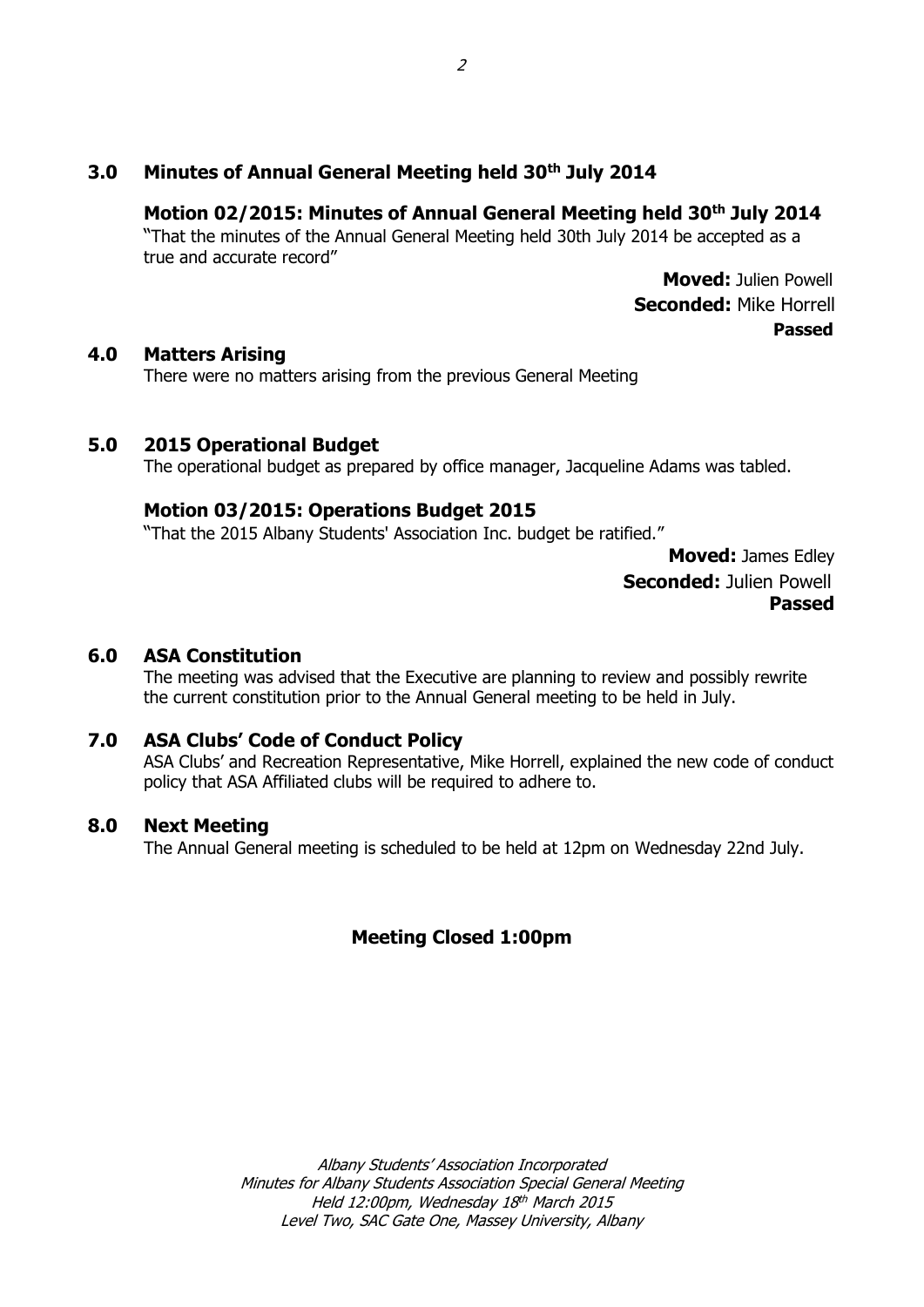## 3.0 Minutes of Annual General Meeting held 30th July 2014

### Motion 02/2015: Minutes of Annual General Meeting held 30th July 2014

"That the minutes of the Annual General Meeting held 30th July 2014 be accepted as a true and accurate record"

**Moved:** Julien Powell
**Seconded:** Mike Horrell
**Passed**

## 4.0 Matters Arising

There were no matters arising from the previous General Meeting

## 5.0 2015 Operational Budget

The operational budget as prepared by office manager, Jacqueline Adams was tabled.

### Motion 03/2015: Operations Budget 2015

"That the 2015 Albany Students' Association Inc. budget be ratified."

**Moved:** James Edley
**Seconded:** Julien Powell
**Passed**

## 6.0 ASA Constitution

The meeting was advised that the Executive are planning to review and possibly rewrite the current constitution prior to the Annual General meeting to be held in July.

## 7.0 ASA Clubs' Code of Conduct Policy

ASA Clubs' and Recreation Representative, Mike Horrell, explained the new code of conduct policy that ASA Affiliated clubs will be required to adhere to.

## 8.0 Next Meeting

The Annual General meeting is scheduled to be held at 12pm on Wednesday 22nd July.

**Meeting Closed 1:00pm**